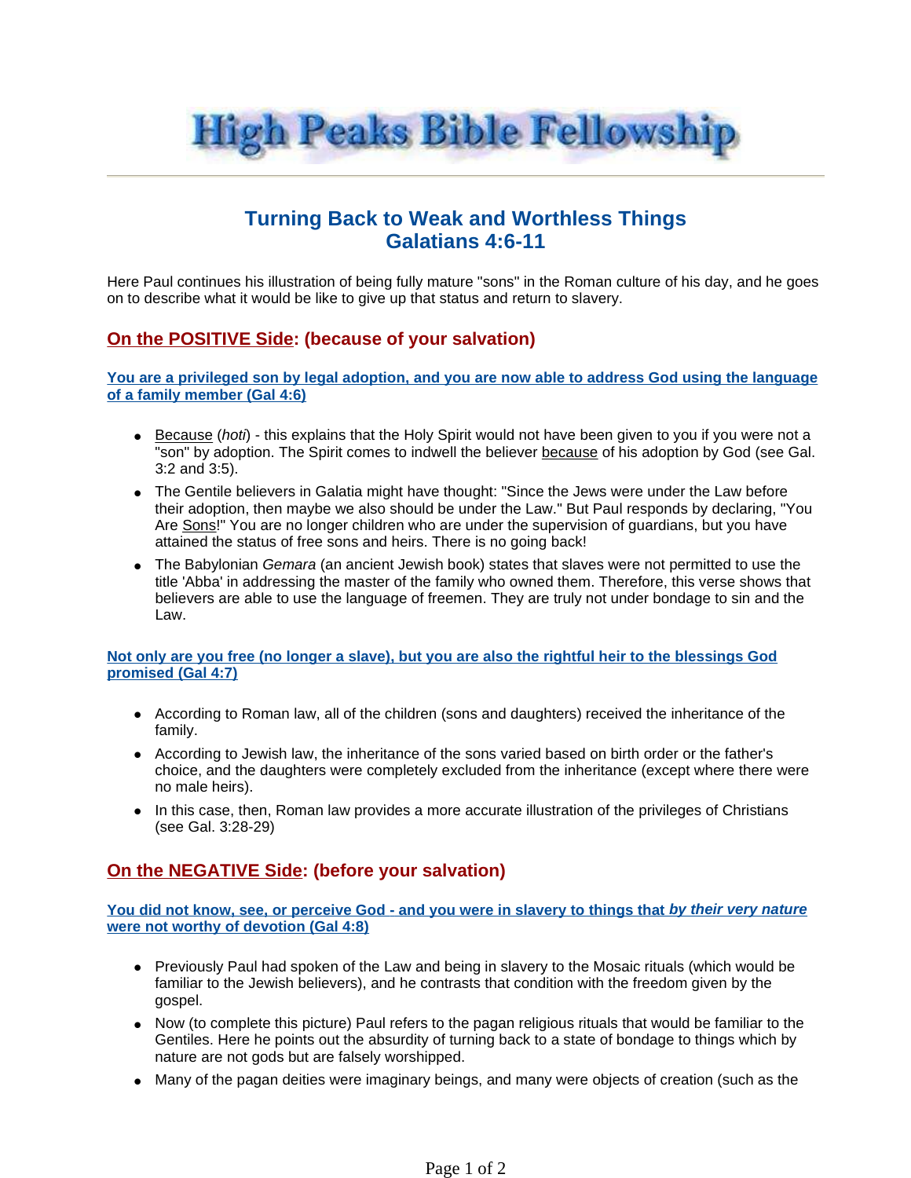# High Peaks Bible Fellowship

## Turning Back to Weak and Worthless Things
## Galatians 4:6-11

Here Paul continues his illustration of being fully mature "sons" in the Roman culture of his day, and he goes on to describe what it would be like to give up that status and return to slavery.

### On the POSITIVE Side: (because of your salvation)

#### You are a privileged son by legal adoption, and you are now able to address God using the language of a family member (Gal 4:6)

- Because (*hoti*) - this explains that the Holy Spirit would not have been given to you if you were not a "son" by adoption. The Spirit comes to indwell the believer because of his adoption by God (see Gal. 3:2 and 3:5).
- The Gentile believers in Galatia might have thought: "Since the Jews were under the Law before their adoption, then maybe we also should be under the Law." But Paul responds by declaring, "You Are Sons!" You are no longer children who are under the supervision of guardians, but you have attained the status of free sons and heirs. There is no going back!
- The Babylonian *Gemara* (an ancient Jewish book) states that slaves were not permitted to use the title 'Abba' in addressing the master of the family who owned them. Therefore, this verse shows that believers are able to use the language of freemen. They are truly not under bondage to sin and the Law.

#### Not only are you free (no longer a slave), but you are also the rightful heir to the blessings God promised (Gal 4:7)

- According to Roman law, all of the children (sons and daughters) received the inheritance of the family.
- According to Jewish law, the inheritance of the sons varied based on birth order or the father's choice, and the daughters were completely excluded from the inheritance (except where there were no male heirs).
- In this case, then, Roman law provides a more accurate illustration of the privileges of Christians (see Gal. 3:28-29)

### On the NEGATIVE Side: (before your salvation)

#### You did not know, see, or perceive God - and you were in slavery to things that *by their very nature* were not worthy of devotion (Gal 4:8)

- Previously Paul had spoken of the Law and being in slavery to the Mosaic rituals (which would be familiar to the Jewish believers), and he contrasts that condition with the freedom given by the gospel.
- Now (to complete this picture) Paul refers to the pagan religious rituals that would be familiar to the Gentiles. Here he points out the absurdity of turning back to a state of bondage to things which by nature are not gods but are falsely worshipped.
- Many of the pagan deities were imaginary beings, and many were objects of creation (such as the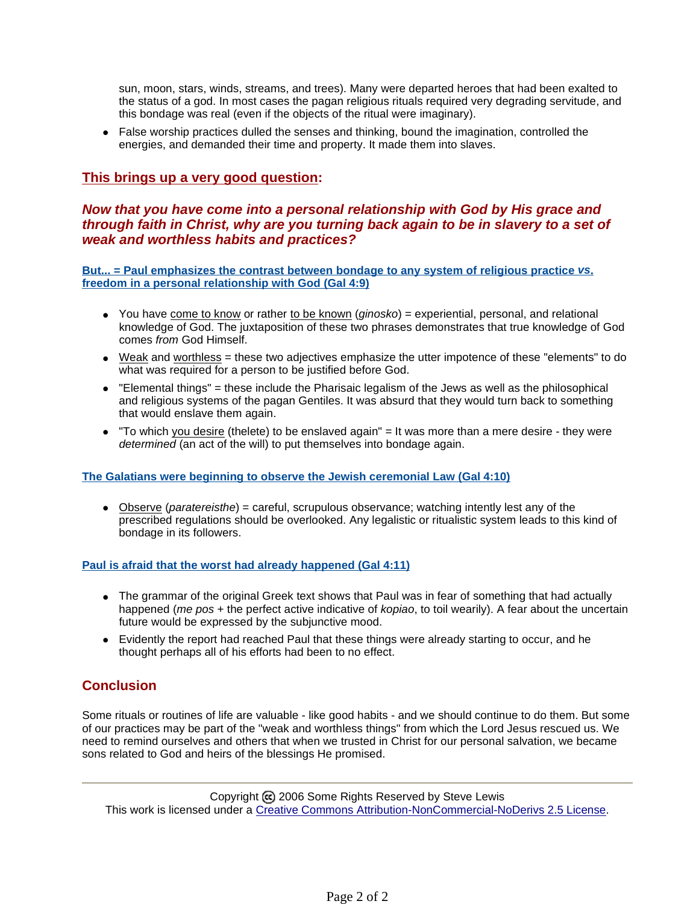sun, moon, stars, winds, streams, and trees). Many were departed heroes that had been exalted to the status of a god. In most cases the pagan religious rituals required very degrading servitude, and this bondage was real (even if the objects of the ritual were imaginary).

- False worship practices dulled the senses and thinking, bound the imagination, controlled the energies, and demanded their time and property. It made them into slaves.

## This brings up a very good question:

### *Now that you have come into a personal relationship with God by His grace and through faith in Christ, why are you turning back again to be in slavery to a set of weak and worthless habits and practices?*

**But... = Paul emphasizes the contrast between bondage to any system of religious practice *vs.* freedom in a personal relationship with God (Gal 4:9)**

- You have come to know or rather to be known (*ginosko*) = experiential, personal, and relational knowledge of God. The juxtaposition of these two phrases demonstrates that true knowledge of God comes *from* God Himself.
- Weak and worthless = these two adjectives emphasize the utter impotence of these "elements" to do what was required for a person to be justified before God.
- "Elemental things" = these include the Pharisaic legalism of the Jews as well as the philosophical and religious systems of the pagan Gentiles. It was absurd that they would turn back to something that would enslave them again.
- "To which you desire (thelete) to be enslaved again" = It was more than a mere desire - they were *determined* (an act of the will) to put themselves into bondage again.

**The Galatians were beginning to observe the Jewish ceremonial Law (Gal 4:10)**

- Observe (*paratereisthe*) = careful, scrupulous observance; watching intently lest any of the prescribed regulations should be overlooked. Any legalistic or ritualistic system leads to this kind of bondage in its followers.

**Paul is afraid that the worst had already happened (Gal 4:11)**

- The grammar of the original Greek text shows that Paul was in fear of something that had actually happened (*me pos* + the perfect active indicative of *kopiao*, to toil wearily). A fear about the uncertain future would be expressed by the subjunctive mood.
- Evidently the report had reached Paul that these things were already starting to occur, and he thought perhaps all of his efforts had been to no effect.

## Conclusion

Some rituals or routines of life are valuable - like good habits - and we should continue to do them. But some of our practices may be part of the "weak and worthless things" from which the Lord Jesus rescued us. We need to remind ourselves and others that when we trusted in Christ for our personal salvation, we became sons related to God and heirs of the blessings He promised.

---

Copyright (cc) 2006 Some Rights Reserved by Steve Lewis
This work is licensed under a Creative Commons Attribution-NonCommercial-NoDerivs 2.5 License.